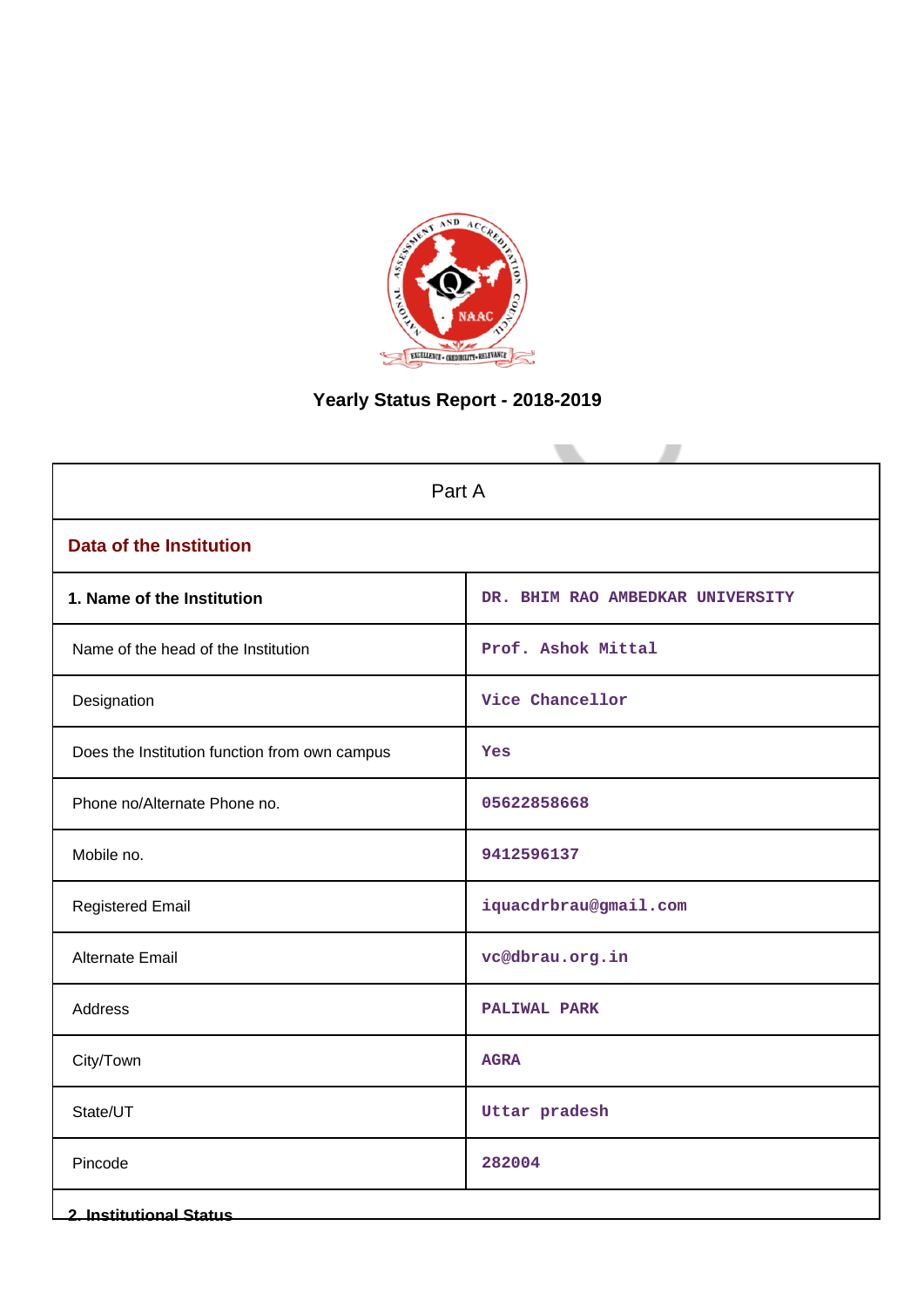# Yearly Status Report - 2018-2019

| Part A | |
|---|---|
| **Data of the Institution** | |
| **1. Name of the Institution** | DR. BHIM RAO AMBEDKAR UNIVERSITY |
| Name of the head of the Institution | Prof. Ashok Mittal |
| Designation | Vice Chancellor |
| Does the Institution function from own campus | Yes |
| Phone no/Alternate Phone no. | 05622858668 |
| Mobile no. | 9412596137 |
| Registered Email | iquacdrbrau@gmail.com |
| Alternate Email | vc@dbrau.org.in |
| Address | PALIWAL PARK |
| City/Town | AGRA |
| State/UT | Uttar pradesh |
| Pincode | 282004 |

**2. Institutional Status**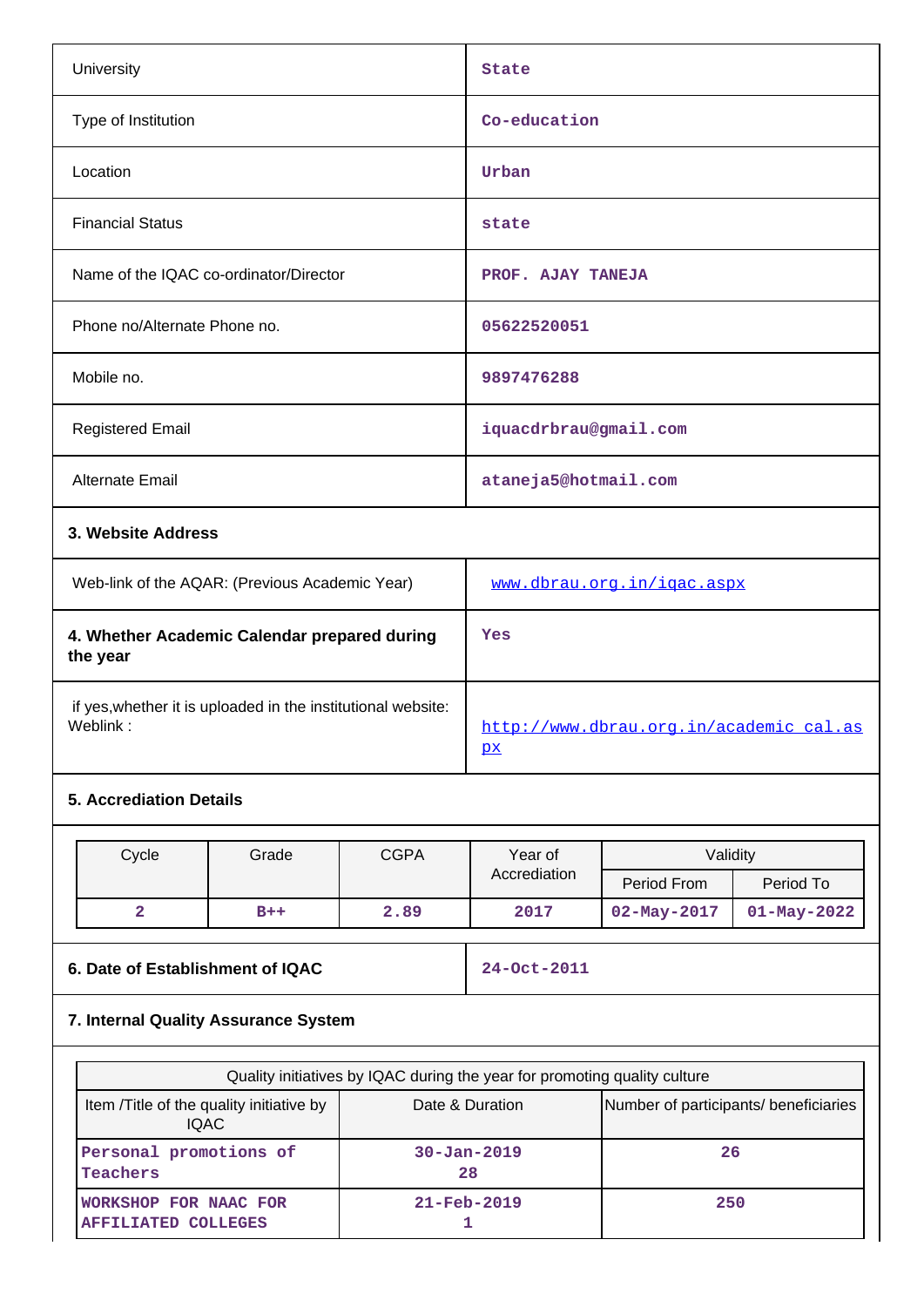| | |
|---|---|
| University | State |
| Type of Institution | Co-education |
| Location | Urban |
| Financial Status | state |
| Name of the IQAC co-ordinator/Director | PROF. AJAY TANEJA |
| Phone no/Alternate Phone no. | 05622520051 |
| Mobile no. | 9897476288 |
| Registered Email | iquacdrbrau@gmail.com |
| Alternate Email | ataneja5@hotmail.com |

**3. Website Address**

| | |
|---|---|
| Web-link of the AQAR: (Previous Academic Year) | www.dbrau.org.in/iqac.aspx |
| **4. Whether Academic Calendar prepared during the year** | Yes |
| if yes,whether it is uploaded in the institutional website: Weblink : | http://www.dbrau.org.in/academic_cal.aspx |

**5. Accreditation Details**

| Cycle | Grade | CGPA | Year of Accreditation | Validity | |
|---|---|---|---|---|---|
| | | | | Period From | Period To |
| 2 | B++ | 2.89 | 2017 | 02-May-2017 | 01-May-2022 |

| | |
|---|---|
| **6. Date of Establishment of IQAC** | 24-Oct-2011 |

**7. Internal Quality Assurance System**

| Quality initiatives by IQAC during the year for promoting quality culture | | |
|---|---|---|
| Item /Title of the quality initiative by IQAC | Date & Duration | Number of participants/ beneficiaries |
| Personal promotions of Teachers | 30-Jan-2019 28 | 26 |
| WORKSHOP FOR NAAC FOR AFFILIATED COLLEGES | 21-Feb-2019 1 | 250 |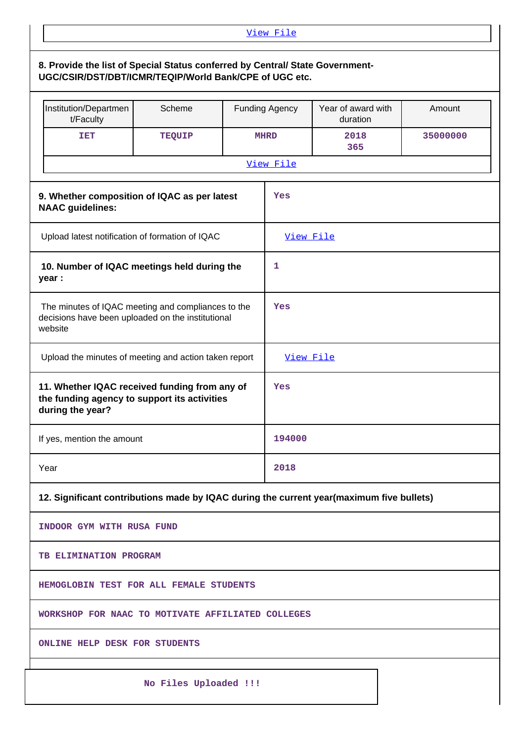View File

**8. Provide the list of Special Status conferred by Central/ State Government-UGC/CSIR/DST/DBT/ICMR/TEQIP/World Bank/CPE of UGC etc.**

| Institution/Department/Faculty | Scheme | Funding Agency | Year of award with duration | Amount |
|---|---|---|---|---|
| IET | TEQUIP | MHRD | 2018 365 | 35000000 |

View File

| | |
|---|---|
| **9. Whether composition of IQAC as per latest NAAC guidelines:** | Yes |
| Upload latest notification of formation of IQAC | View File |
| **10. Number of IQAC meetings held during the year :** | 1 |
| The minutes of IQAC meeting and compliances to the decisions have been uploaded on the institutional website | Yes |
| Upload the minutes of meeting and action taken report | View File |
| **11. Whether IQAC received funding from any of the funding agency to support its activities during the year?** | Yes |
| If yes, mention the amount | 194000 |
| Year | 2018 |

**12. Significant contributions made by IQAC during the current year(maximum five bullets)**

INDOOR GYM WITH RUSA FUND

TB ELIMINATION PROGRAM

HEMOGLOBIN TEST FOR ALL FEMALE STUDENTS

WORKSHOP FOR NAAC TO MOTIVATE AFFILIATED COLLEGES

ONLINE HELP DESK FOR STUDENTS

No Files Uploaded !!!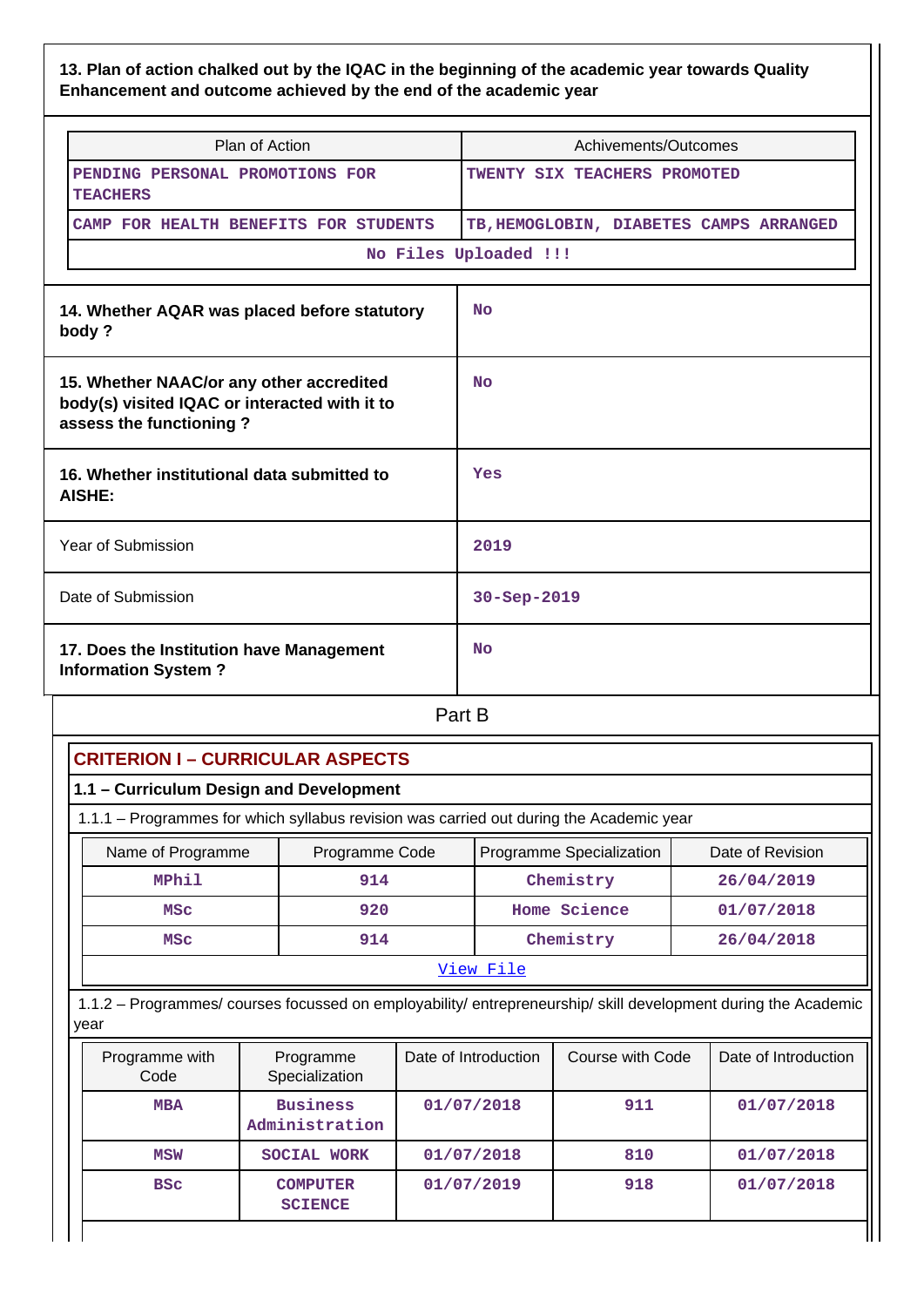**13. Plan of action chalked out by the IQAC in the beginning of the academic year towards Quality Enhancement and outcome achieved by the end of the academic year**

| Plan of Action | Achivements/Outcomes |
| --- | --- |
| PENDING PERSONAL PROMOTIONS FOR TEACHERS | TWENTY SIX TEACHERS PROMOTED |
| CAMP FOR HEALTH BENEFITS FOR STUDENTS | TB,HEMOGLOBIN, DIABETES CAMPS ARRANGED |
| No Files Uploaded !!! | |

| | |
| --- | --- |
| **14. Whether AQAR was placed before statutory body ?** | No |
| **15. Whether NAAC/or any other accredited body(s) visited IQAC or interacted with it to assess the functioning ?** | No |
| **16. Whether institutional data submitted to AISHE:** | Yes |
| Year of Submission | 2019 |
| Date of Submission | 30-Sep-2019 |
| **17. Does the Institution have Management Information System ?** | No |

## Part B

## CRITERION I – CURRICULAR ASPECTS

### 1.1 – Curriculum Design and Development

1.1.1 – Programmes for which syllabus revision was carried out during the Academic year

| Name of Programme | Programme Code | Programme Specialization | Date of Revision |
| --- | --- | --- | --- |
| MPhil | 914 | Chemistry | 26/04/2019 |
| MSc | 920 | Home Science | 01/07/2018 |
| MSc | 914 | Chemistry | 26/04/2018 |
| View File | | | |

1.1.2 – Programmes/ courses focussed on employability/ entrepreneurship/ skill development during the Academic year

| Programme with Code | Programme Specialization | Date of Introduction | Course with Code | Date of Introduction |
| --- | --- | --- | --- | --- |
| MBA | Business Administration | 01/07/2018 | 911 | 01/07/2018 |
| MSW | SOCIAL WORK | 01/07/2018 | 810 | 01/07/2018 |
| BSc | COMPUTER SCIENCE | 01/07/2019 | 918 | 01/07/2018 |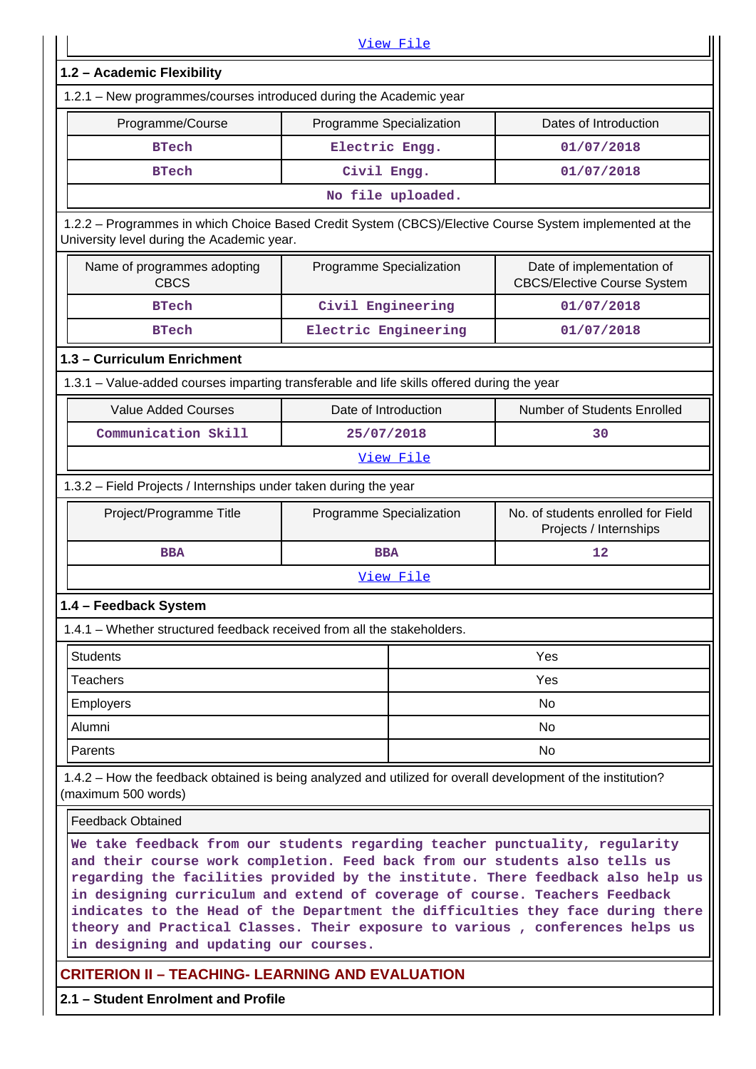View File

### 1.2 – Academic Flexibility

1.2.1 – New programmes/courses introduced during the Academic year

| Programme/Course | Programme Specialization | Dates of Introduction |
|---|---|---|
| BTech | Electric Engg. | 01/07/2018 |
| BTech | Civil Engg. | 01/07/2018 |
| No file uploaded. | | |

1.2.2 – Programmes in which Choice Based Credit System (CBCS)/Elective Course System implemented at the University level during the Academic year.

| Name of programmes adopting CBCS | Programme Specialization | Date of implementation of CBCS/Elective Course System |
|---|---|---|
| BTech | Civil Engineering | 01/07/2018 |
| BTech | Electric Engineering | 01/07/2018 |

### 1.3 – Curriculum Enrichment

1.3.1 – Value-added courses imparting transferable and life skills offered during the year

| Value Added Courses | Date of Introduction | Number of Students Enrolled |
|---|---|---|
| Communication Skill | 25/07/2018 | 30 |
| View File | | |

1.3.2 – Field Projects / Internships under taken during the year

| Project/Programme Title | Programme Specialization | No. of students enrolled for Field Projects / Internships |
|---|---|---|
| BBA | BBA | 12 |
| View File | | |

### 1.4 – Feedback System

1.4.1 – Whether structured feedback received from all the stakeholders.

| | |
|---|---|
| Students | Yes |
| Teachers | Yes |
| Employers | No |
| Alumni | No |
| Parents | No |

1.4.2 – How the feedback obtained is being analyzed and utilized for overall development of the institution? (maximum 500 words)

Feedback Obtained

We take feedback from our students regarding teacher punctuality, regularity and their course work completion. Feed back from our students also tells us regarding the facilities provided by the institute. There feedback also help us in designing curriculum and extend of coverage of course. Teachers Feedback indicates to the Head of the Department the difficulties they face during there theory and Practical Classes. Their exposure to various , conferences helps us in designing and updating our courses.

## CRITERION II – TEACHING- LEARNING AND EVALUATION

### 2.1 – Student Enrolment and Profile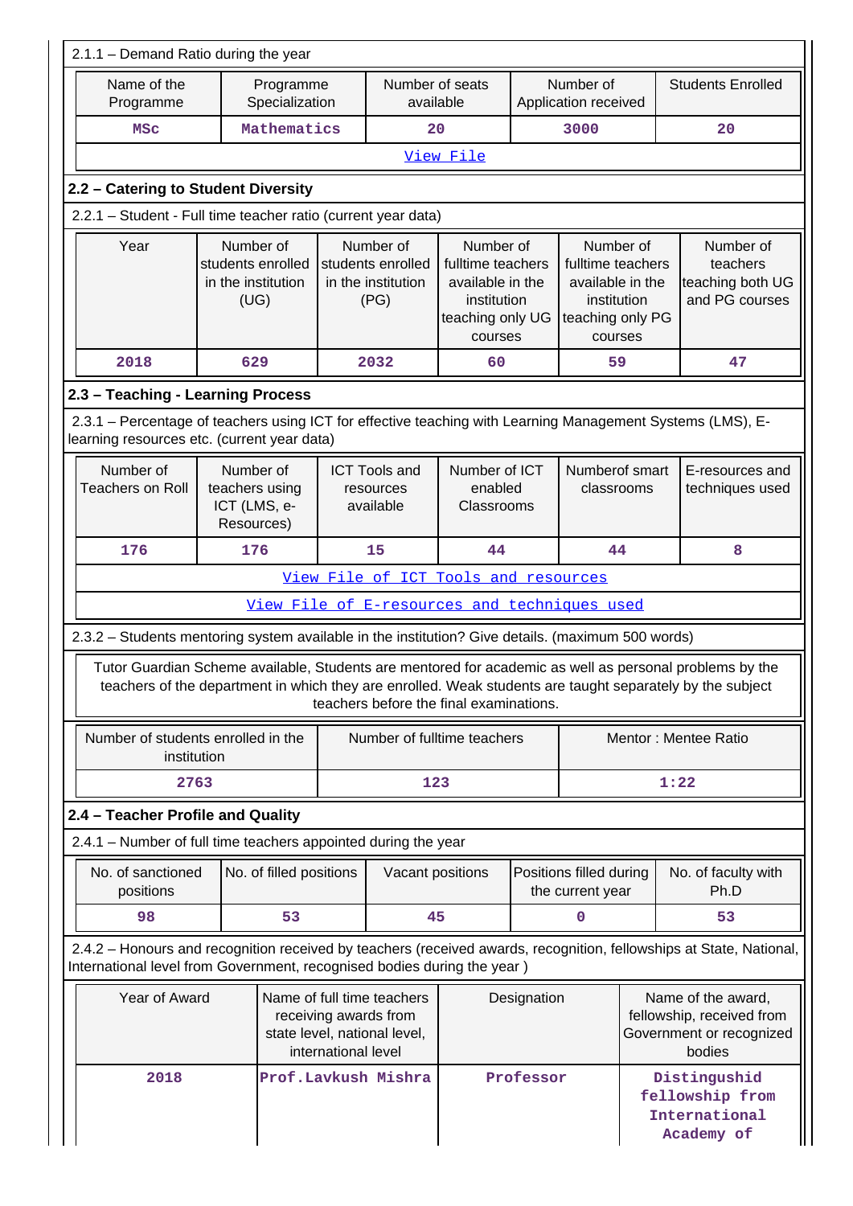2.1.1 – Demand Ratio during the year

| Name of the Programme | Programme Specialization | Number of seats available | Number of Application received | Students Enrolled |
|---|---|---|---|---|
| MSc | Mathematics | 20 | 3000 | 20 |
| View File | | | | |

## 2.2 – Catering to Student Diversity

2.2.1 – Student - Full time teacher ratio (current year data)

| Year | Number of students enrolled in the institution (UG) | Number of students enrolled in the institution (PG) | Number of fulltime teachers available in the institution teaching only UG courses | Number of fulltime teachers available in the institution teaching only PG courses | Number of teachers teaching both UG and PG courses |
|---|---|---|---|---|---|
| 2018 | 629 | 2032 | 60 | 59 | 47 |

## 2.3 – Teaching - Learning Process

2.3.1 – Percentage of teachers using ICT for effective teaching with Learning Management Systems (LMS), E-learning resources etc. (current year data)

| Number of Teachers on Roll | Number of teachers using ICT (LMS, e-Resources) | ICT Tools and resources available | Number of ICT enabled Classrooms | Numberof smart classrooms | E-resources and techniques used |
|---|---|---|---|---|---|
| 176 | 176 | 15 | 44 | 44 | 8 |
| View File of ICT Tools and resources | | | | | |
| View File of E-resources and techniques used | | | | | |

2.3.2 – Students mentoring system available in the institution? Give details. (maximum 500 words)

Tutor Guardian Scheme available, Students are mentored for academic as well as personal problems by the teachers of the department in which they are enrolled. Weak students are taught separately by the subject teachers before the final examinations.

| Number of students enrolled in the institution | Number of fulltime teachers | Mentor : Mentee Ratio |
|---|---|---|
| 2763 | 123 | 1:22 |

## 2.4 – Teacher Profile and Quality

2.4.1 – Number of full time teachers appointed during the year

| No. of sanctioned positions | No. of filled positions | Vacant positions | Positions filled during the current year | No. of faculty with Ph.D |
|---|---|---|---|---|
| 98 | 53 | 45 | 0 | 53 |

2.4.2 – Honours and recognition received by teachers (received awards, recognition, fellowships at State, National, International level from Government, recognised bodies during the year )

| Year of Award | Name of full time teachers receiving awards from state level, national level, international level | Designation | Name of the award, fellowship, received from Government or recognized bodies |
|---|---|---|---|
| 2018 | Prof.Lavkush Mishra | Professor | Distingushid fellowship from International Academy of |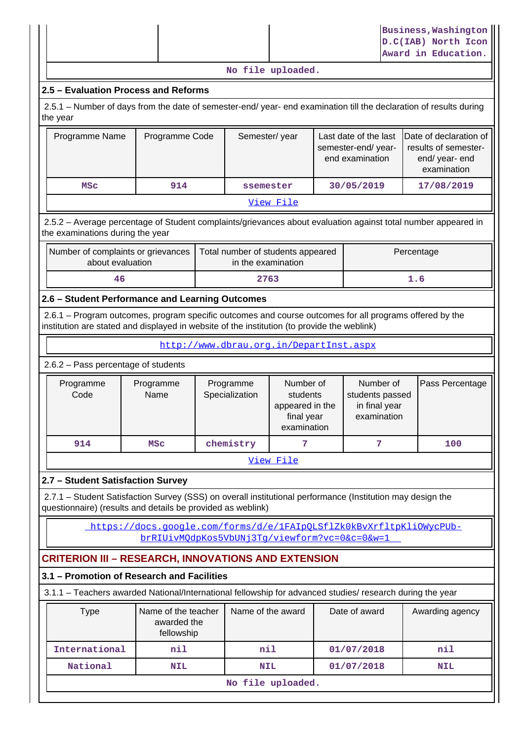| | | | Business,Washington D.C(IAB) North Icon Award in Education. |
|---|---|---|---|

No file uploaded.

### 2.5 – Evaluation Process and Reforms

2.5.1 – Number of days from the date of semester-end/ year- end examination till the declaration of results during the year

| Programme Name | Programme Code | Semester/ year | Last date of the last semester-end/ year- end examination | Date of declaration of results of semester- end/ year- end examination |
|---|---|---|---|---|
| MSc | 914 | ssemester | 30/05/2019 | 17/08/2019 |

View File

2.5.2 – Average percentage of Student complaints/grievances about evaluation against total number appeared in the examinations during the year

| Number of complaints or grievances about evaluation | Total number of students appeared in the examination | Percentage |
|---|---|---|
| 46 | 2763 | 1.6 |

### 2.6 – Student Performance and Learning Outcomes

2.6.1 – Program outcomes, program specific outcomes and course outcomes for all programs offered by the institution are stated and displayed in website of the institution (to provide the weblink)

http://www.dbrau.org.in/DepartInst.aspx

2.6.2 – Pass percentage of students

| Programme Code | Programme Name | Programme Specialization | Number of students appeared in the final year examination | Number of students passed in final year examination | Pass Percentage |
|---|---|---|---|---|---|
| 914 | MSc | chemistry | 7 | 7 | 100 |

View File

### 2.7 – Student Satisfaction Survey

2.7.1 – Student Satisfaction Survey (SSS) on overall institutional performance (Institution may design the questionnaire) (results and details be provided as weblink)

https://docs.google.com/forms/d/e/1FAIpQLSflZk0kBvXrfltpKliOWycPUb-brRIUivMQdpKos5VbUNj3Tg/viewform?vc=0&c=0&w=1

## CRITERION III – RESEARCH, INNOVATIONS AND EXTENSION

### 3.1 – Promotion of Research and Facilities

3.1.1 – Teachers awarded National/International fellowship for advanced studies/ research during the year

| Type | Name of the teacher awarded the fellowship | Name of the award | Date of award | Awarding agency |
|---|---|---|---|---|
| International | nil | nil | 01/07/2018 | nil |
| National | NIL | NIL | 01/07/2018 | NIL |

No file uploaded.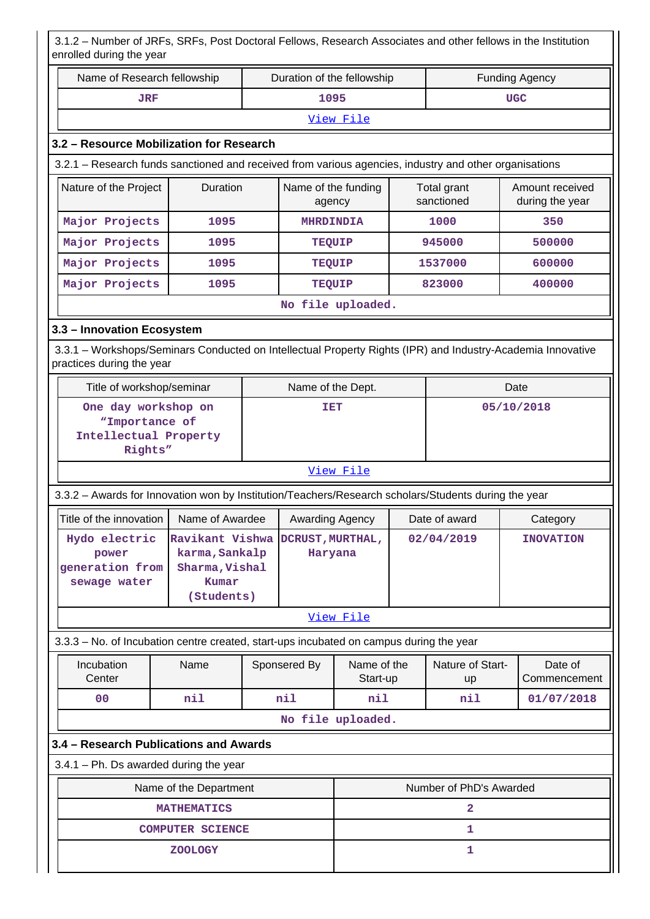3.1.2 – Number of JRFs, SRFs, Post Doctoral Fellows, Research Associates and other fellows in the Institution enrolled during the year

| Name of Research fellowship | Duration of the fellowship | Funding Agency |
|---|---|---|
| JRF | 1095 | UGC |

View File

### 3.2 – Resource Mobilization for Research

3.2.1 – Research funds sanctioned and received from various agencies, industry and other organisations

| Nature of the Project | Duration | Name of the funding agency | Total grant sanctioned | Amount received during the year |
|---|---|---|---|---|
| Major Projects | 1095 | MHRDINDIA | 1000 | 350 |
| Major Projects | 1095 | TEQUIP | 945000 | 500000 |
| Major Projects | 1095 | TEQUIP | 1537000 | 600000 |
| Major Projects | 1095 | TEQUIP | 823000 | 400000 |

No file uploaded.

### 3.3 – Innovation Ecosystem

3.3.1 – Workshops/Seminars Conducted on Intellectual Property Rights (IPR) and Industry-Academia Innovative practices during the year

| Title of workshop/seminar | Name of the Dept. | Date |
|---|---|---|
| One day workshop on "Importance of Intellectual Property Rights" | IET | 05/10/2018 |

View File

3.3.2 – Awards for Innovation won by Institution/Teachers/Research scholars/Students during the year

| Title of the innovation | Name of Awardee | Awarding Agency | Date of award | Category |
|---|---|---|---|---|
| Hydo electric power generation from sewage water | Ravikant Vishwa karma, Sankalp Sharma, Vishal Kumar (Students) | DCRUST, MURTHAL, Haryana | 02/04/2019 | INOVATION |

View File

3.3.3 – No. of Incubation centre created, start-ups incubated on campus during the year

| Incubation Center | Name | Sponsered By | Name of the Start-up | Nature of Start-up | Date of Commencement |
|---|---|---|---|---|---|
| 00 | nil | nil | nil | nil | 01/07/2018 |

No file uploaded.

### 3.4 – Research Publications and Awards

3.4.1 – Ph. Ds awarded during the year

| Name of the Department | Number of PhD's Awarded |
|---|---|
| MATHEMATICS | 2 |
| COMPUTER SCIENCE | 1 |
| ZOOLOGY | 1 |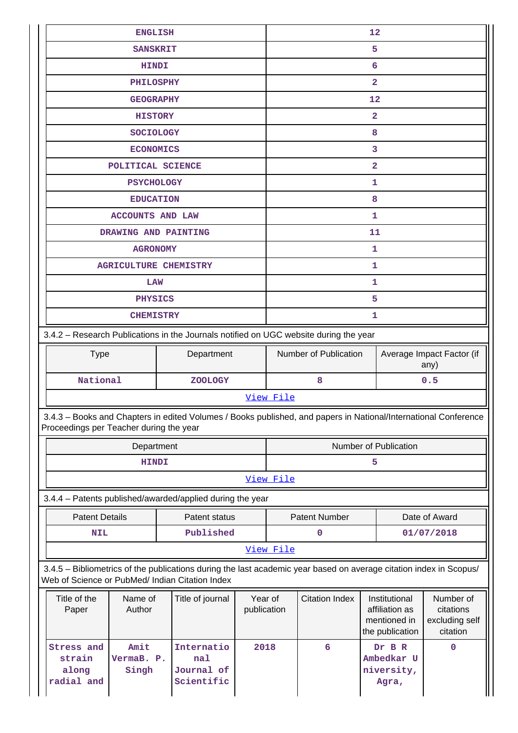| | |
|---|---|
| ENGLISH | 12 |
| SANSKRIT | 5 |
| HINDI | 6 |
| PHILOSPHY | 2 |
| GEOGRAPHY | 12 |
| HISTORY | 2 |
| SOCIOLOGY | 8 |
| ECONOMICS | 3 |
| POLITICAL SCIENCE | 2 |
| PSYCHOLOGY | 1 |
| EDUCATION | 8 |
| ACCOUNTS AND LAW | 1 |
| DRAWING AND PAINTING | 11 |
| AGRONOMY | 1 |
| AGRICULTURE CHEMISTRY | 1 |
| LAW | 1 |
| PHYSICS | 5 |
| CHEMISTRY | 1 |

3.4.2 – Research Publications in the Journals notified on UGC website during the year

| Type | Department | Number of Publication | Average Impact Factor (if any) |
|---|---|---|---|
| National | ZOOLOGY | 8 | 0.5 |
| View File | | | |

3.4.3 – Books and Chapters in edited Volumes / Books published, and papers in National/International Conference Proceedings per Teacher during the year

| Department | Number of Publication |
|---|---|
| HINDI | 5 |
| View File | |

3.4.4 – Patents published/awarded/applied during the year

| Patent Details | Patent status | Patent Number | Date of Award |
|---|---|---|---|
| NIL | Published | 0 | 01/07/2018 |
| View File | | | |

3.4.5 – Bibliometrics of the publications during the last academic year based on average citation index in Scopus/ Web of Science or PubMed/ Indian Citation Index

| Title of the Paper | Name of Author | Title of journal | Year of publication | Citation Index | Institutional affiliation as mentioned in the publication | Number of citations excluding self citation |
|---|---|---|---|---|---|---|
| Stress and strain along radial and | Amit VermaB. P. Singh | International Journal of Scientific | 2018 | 6 | Dr B R Ambedkar University, Agra, | 0 |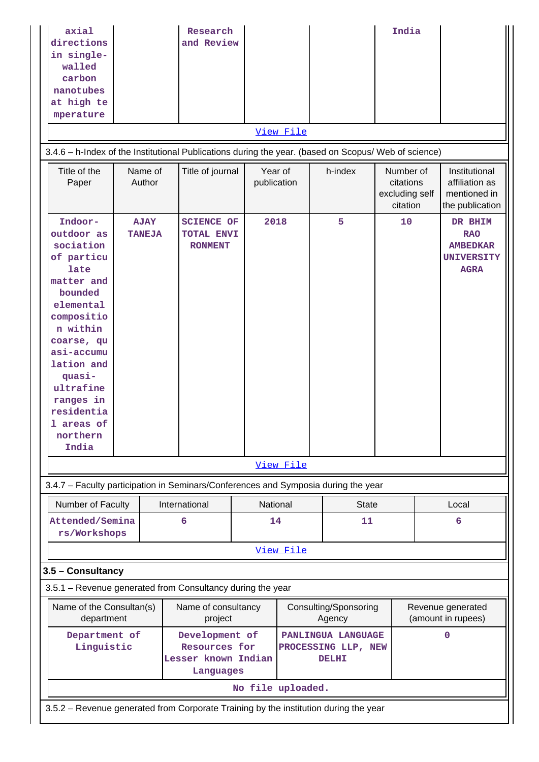| axial directions in single-walled carbon nanotubes at high temperature | | Research and Review | | | India | |
|---|---|---|---|---|---|---|

[View File](#)

3.4.6 – h-Index of the Institutional Publications during the year. (based on Scopus/ Web of science)

| Title of the Paper | Name of Author | Title of journal | Year of publication | h-index | Number of citations excluding self citation | Institutional affiliation as mentioned in the publication |
|---|---|---|---|---|---|---|
| Indoor-outdoor association of particulate matter and bounded elemental composition within coarse, quasi-accumulation and quasi-ultrafine ranges in residential areas of northern India | AJAY TANEJA | SCIENCE OF TOTAL ENVIRONMENT | 2018 | 5 | 10 | DR BHIM RAO AMBEDKAR UNIVERSITY AGRA |

[View File](#)

3.4.7 – Faculty participation in Seminars/Conferences and Symposia during the year

| Number of Faculty | International | National | State | Local |
|---|---|---|---|---|
| Attended/Seminars/Workshops | 6 | 14 | 11 | 6 |

[View File](#)

### 3.5 – Consultancy

3.5.1 – Revenue generated from Consultancy during the year

| Name of the Consultan(s) department | Name of consultancy project | Consulting/Sponsoring Agency | Revenue generated (amount in rupees) |
|---|---|---|---|
| Department of Linguistic | Development of Resources for Lesser known Indian Languages | PANLINGUA LANGUAGE PROCESSING LLP, NEW DELHI | 0 |

No file uploaded.

3.5.2 – Revenue generated from Corporate Training by the institution during the year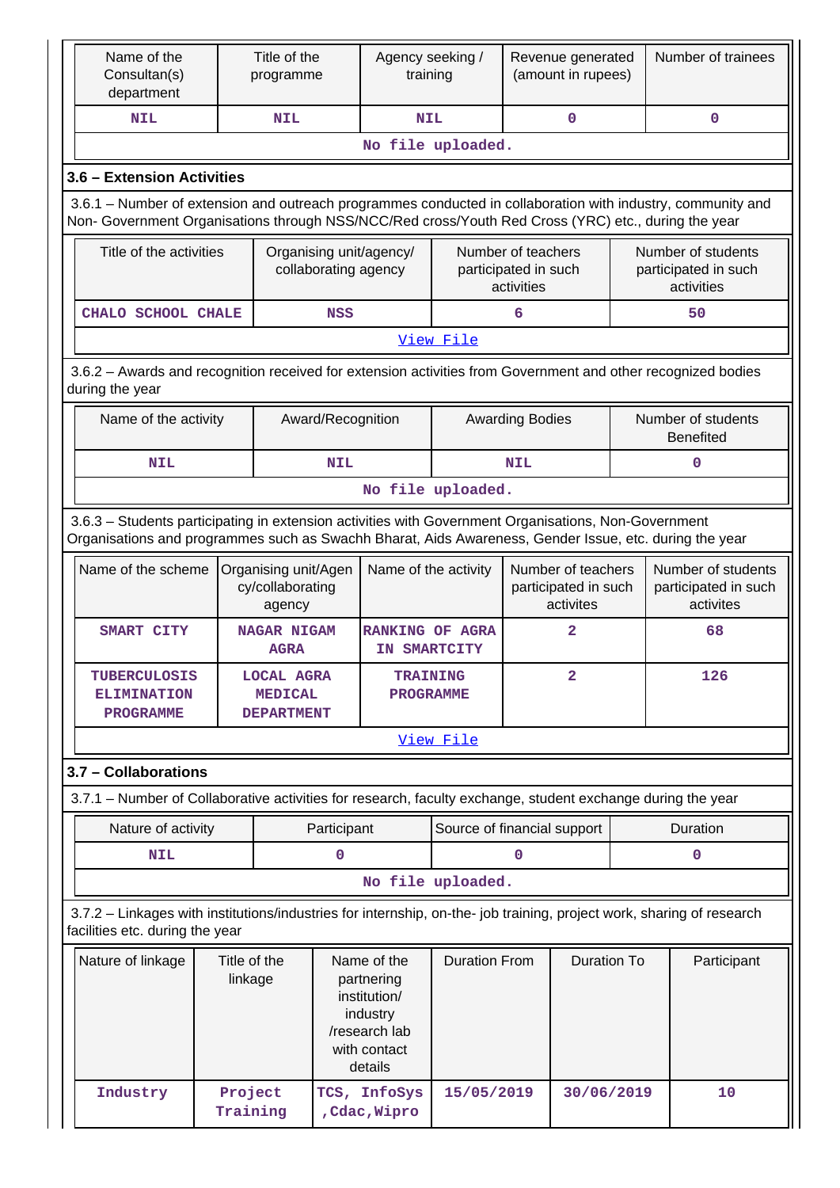| Name of the Consultan(s) department | Title of the programme | Agency seeking / training | Revenue generated (amount in rupees) | Number of trainees |
|---|---|---|---|---|
| NIL | NIL | NIL | 0 | 0 |

No file uploaded.

### 3.6 – Extension Activities

3.6.1 – Number of extension and outreach programmes conducted in collaboration with industry, community and Non- Government Organisations through NSS/NCC/Red cross/Youth Red Cross (YRC) etc., during the year

| Title of the activities | Organising unit/agency/ collaborating agency | Number of teachers participated in such activities | Number of students participated in such activities |
|---|---|---|---|
| CHALO SCHOOL CHALE | NSS | 6 | 50 |

View File

3.6.2 – Awards and recognition received for extension activities from Government and other recognized bodies during the year

| Name of the activity | Award/Recognition | Awarding Bodies | Number of students Benefited |
|---|---|---|---|
| NIL | NIL | NIL | 0 |

No file uploaded.

3.6.3 – Students participating in extension activities with Government Organisations, Non-Government Organisations and programmes such as Swachh Bharat, Aids Awareness, Gender Issue, etc. during the year

| Name of the scheme | Organising unit/Agency/collaborating agency | Name of the activity | Number of teachers participated in such activites | Number of students participated in such activites |
|---|---|---|---|---|
| SMART CITY | NAGAR NIGAM AGRA | RANKING OF AGRA IN SMARTCITY | 2 | 68 |
| TUBERCULOSIS ELIMINATION PROGRAMME | LOCAL AGRA MEDICAL DEPARTMENT | TRAINING PROGRAMME | 2 | 126 |

View File

### 3.7 – Collaborations

3.7.1 – Number of Collaborative activities for research, faculty exchange, student exchange during the year

| Nature of activity | Participant | Source of financial support | Duration |
|---|---|---|---|
| NIL | 0 | 0 | 0 |

No file uploaded.

3.7.2 – Linkages with institutions/industries for internship, on-the- job training, project work, sharing of research facilities etc. during the year

| Nature of linkage | Title of the linkage | Name of the partnering institution/ industry /research lab with contact details | Duration From | Duration To | Participant |
|---|---|---|---|---|---|
| Industry | Project Training | TCS, InfoSys ,Cdac,Wipro | 15/05/2019 | 30/06/2019 | 10 |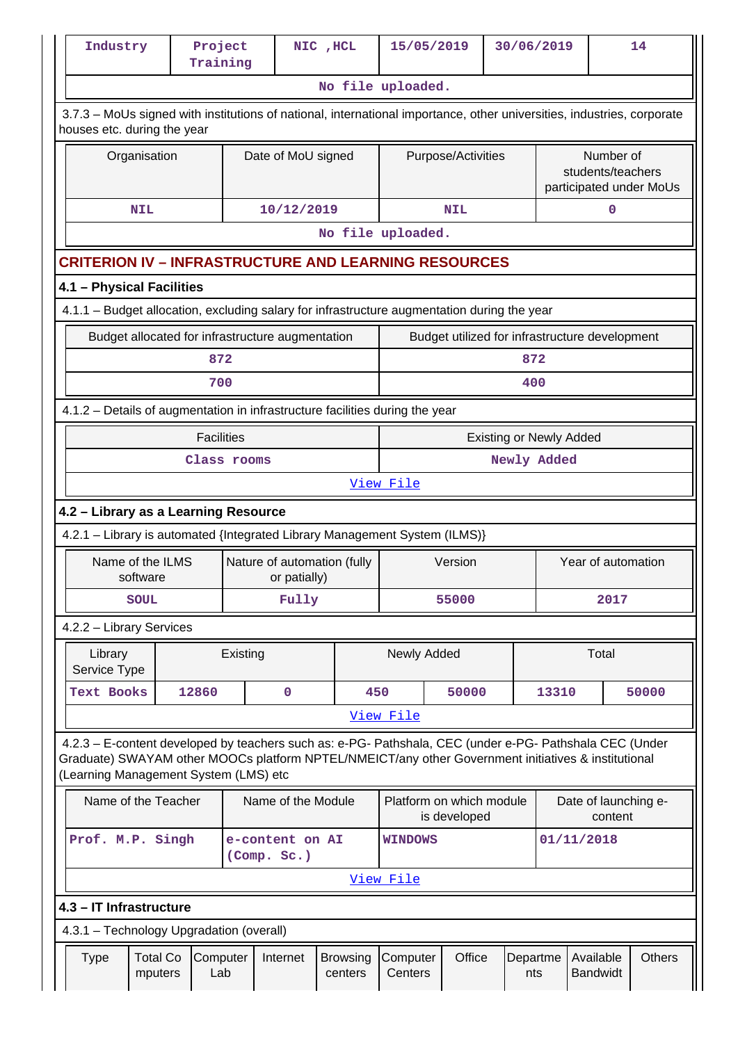| Industry | Project Training | NIC ,HCL | 15/05/2019 | 30/06/2019 | 14 |
|---|---|---|---|---|---|
| No file uploaded. | | | | | |

3.7.3 – MoUs signed with institutions of national, international importance, other universities, industries, corporate houses etc. during the year

| Organisation | Date of MoU signed | Purpose/Activities | Number of students/teachers participated under MoUs |
|---|---|---|---|
| NIL | 10/12/2019 | NIL | 0 |
| No file uploaded. | | | |

## CRITERION IV – INFRASTRUCTURE AND LEARNING RESOURCES

### 4.1 – Physical Facilities

4.1.1 – Budget allocation, excluding salary for infrastructure augmentation during the year

| Budget allocated for infrastructure augmentation | Budget utilized for infrastructure development |
|---|---|
| 872 | 872 |
| 700 | 400 |

4.1.2 – Details of augmentation in infrastructure facilities during the year

| Facilities | Existing or Newly Added |
|---|---|
| Class rooms | Newly Added |
| View File | |

### 4.2 – Library as a Learning Resource

4.2.1 – Library is automated {Integrated Library Management System (ILMS)}

| Name of the ILMS software | Nature of automation (fully or patially) | Version | Year of automation |
|---|---|---|---|
| SOUL | Fully | 55000 | 2017 |

4.2.2 – Library Services

| Library Service Type | Existing | | Newly Added | | Total | |
|---|---|---|---|---|---|---|
| Text Books | 12860 | 0 | 450 | 50000 | 13310 | 50000 |
| View File | | | | | | |

4.2.3 – E-content developed by teachers such as: e-PG- Pathshala, CEC (under e-PG- Pathshala CEC (Under Graduate) SWAYAM other MOOCs platform NPTEL/NMEICT/any other Government initiatives & institutional (Learning Management System (LMS) etc

| Name of the Teacher | Name of the Module | Platform on which module is developed | Date of launching e-content |
|---|---|---|---|
| Prof. M.P. Singh | e-content on AI (Comp. Sc.) | WINDOWS | 01/11/2018 |
| View File | | | |

### 4.3 – IT Infrastructure

4.3.1 – Technology Upgradation (overall)

| Type | Total Computers | Computer Lab | Internet | Browsing centers | Computer Centers | Office | Departments | Available Bandwidt | Others |
|---|---|---|---|---|---|---|---|---|---|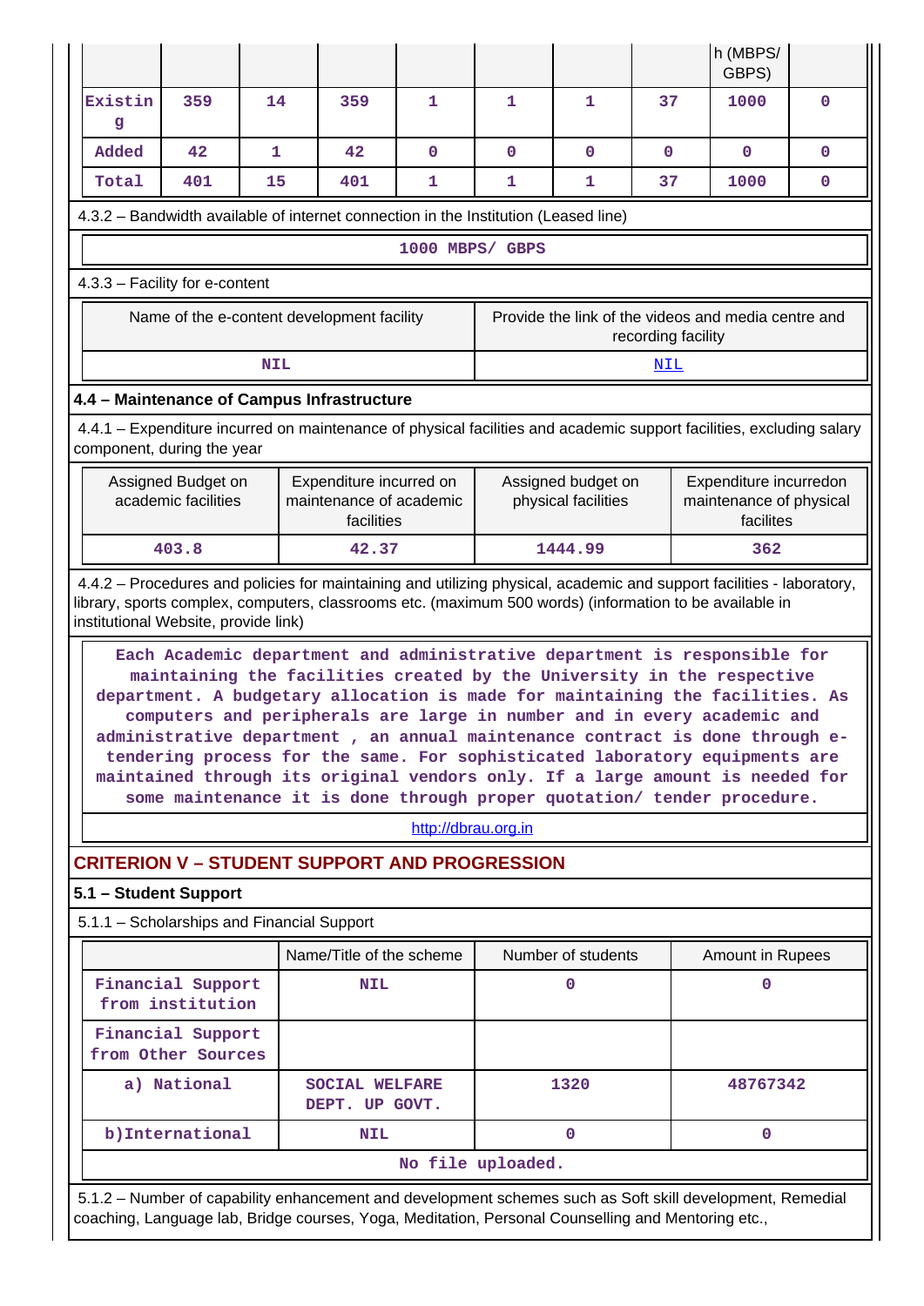| | | | | | | | | h (MBPS/ GBPS) | |
|---|---|---|---|---|---|---|---|---|---|
| Existing | 359 | 14 | 359 | 1 | 1 | 1 | 37 | 1000 | 0 |
| Added | 42 | 1 | 42 | 0 | 0 | 0 | 0 | 0 | 0 |
| Total | 401 | 15 | 401 | 1 | 1 | 1 | 37 | 1000 | 0 |

4.3.2 – Bandwidth available of internet connection in the Institution (Leased line)

1000 MBPS/ GBPS

4.3.3 – Facility for e-content

| Name of the e-content development facility | Provide the link of the videos and media centre and recording facility |
|---|---|
| NIL | NIL |

### 4.4 – Maintenance of Campus Infrastructure

4.4.1 – Expenditure incurred on maintenance of physical facilities and academic support facilities, excluding salary component, during the year

| Assigned Budget on academic facilities | Expenditure incurred on maintenance of academic facilities | Assigned budget on physical facilities | Expenditure incurredon maintenance of physical facilites |
|---|---|---|---|
| 403.8 | 42.37 | 1444.99 | 362 |

4.4.2 – Procedures and policies for maintaining and utilizing physical, academic and support facilities - laboratory, library, sports complex, computers, classrooms etc. (maximum 500 words) (information to be available in institutional Website, provide link)

Each Academic department and administrative department is responsible for maintaining the facilities created by the University in the respective department. A budgetary allocation is made for maintaining the facilities. As computers and peripherals are large in number and in every academic and administrative department , an annual maintenance contract is done through e-tendering process for the same. For sophisticated laboratory equipments are maintained through its original vendors only. If a large amount is needed for some maintenance it is done through proper quotation/ tender procedure.

http://dbrau.org.in

## CRITERION V – STUDENT SUPPORT AND PROGRESSION

### 5.1 – Student Support

5.1.1 – Scholarships and Financial Support

| | Name/Title of the scheme | Number of students | Amount in Rupees |
|---|---|---|---|
| Financial Support from institution | NIL | 0 | 0 |
| Financial Support from Other Sources | | | |
| a) National | SOCIAL WELFARE DEPT. UP GOVT. | 1320 | 48767342 |
| b)International | NIL | 0 | 0 |
| No file uploaded. | | | |

5.1.2 – Number of capability enhancement and development schemes such as Soft skill development, Remedial coaching, Language lab, Bridge courses, Yoga, Meditation, Personal Counselling and Mentoring etc.,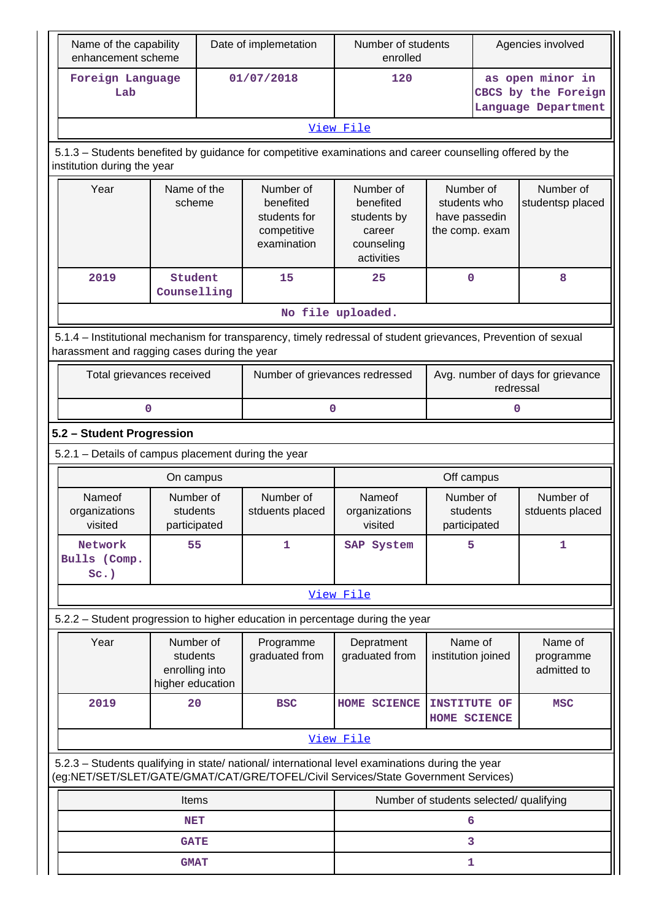| Name of the capability enhancement scheme | Date of implemetation | Number of students enrolled | Agencies involved |
|---|---|---|---|
| Foreign Language Lab | 01/07/2018 | 120 | as open minor in CBCS by the Foreign Language Department |
| View File | | | |

5.1.3 – Students benefited by guidance for competitive examinations and career counselling offered by the institution during the year

| Year | Name of the scheme | Number of benefited students for competitive examination | Number of benefited students by career counseling activities | Number of students who have passedin the comp. exam | Number of studentsp placed |
|---|---|---|---|---|---|
| 2019 | Student Counselling | 15 | 25 | 0 | 8 |
| No file uploaded. | | | | | |

5.1.4 – Institutional mechanism for transparency, timely redressal of student grievances, Prevention of sexual harassment and ragging cases during the year

| Total grievances received | Number of grievances redressed | Avg. number of days for grievance redressal |
|---|---|---|
| 0 | 0 | 0 |

**5.2 – Student Progression**

5.2.1 – Details of campus placement during the year

| On campus | | | Off campus | | |
|---|---|---|---|---|---|
| Nameof organizations visited | Number of students participated | Number of stduents placed | Nameof organizations visited | Number of students participated | Number of stduents placed |
| Network Bulls (Comp. Sc.) | 55 | 1 | SAP System | 5 | 1 |
| View File | | | | | |

5.2.2 – Student progression to higher education in percentage during the year

| Year | Number of students enrolling into higher education | Programme graduated from | Depratment graduated from | Name of institution joined | Name of programme admitted to |
|---|---|---|---|---|---|
| 2019 | 20 | BSC | HOME SCIENCE | INSTITUTE OF HOME SCIENCE | MSC |
| View File | | | | | |

5.2.3 – Students qualifying in state/ national/ international level examinations during the year (eg:NET/SET/SLET/GATE/GMAT/CAT/GRE/TOFEL/Civil Services/State Government Services)

| Items | Number of students selected/ qualifying |
|---|---|
| NET | 6 |
| GATE | 3 |
| GMAT | 1 |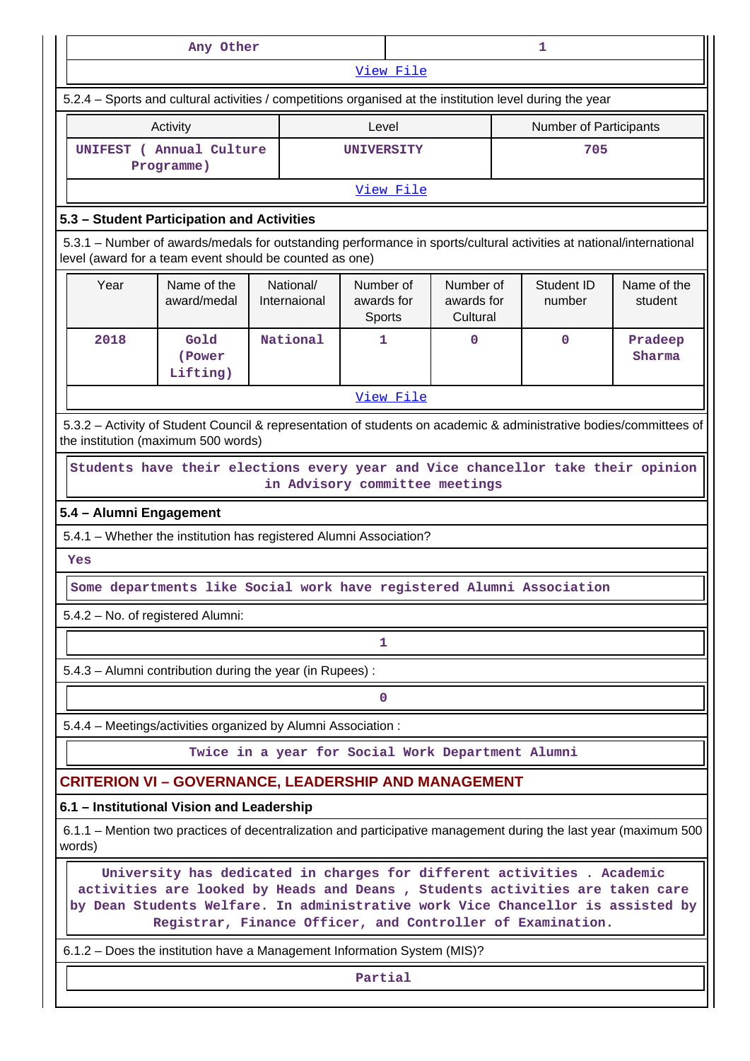| Any Other | 1 |
|---|---|
| View File | |

5.2.4 – Sports and cultural activities / competitions organised at the institution level during the year

| Activity | Level | Number of Participants |
|---|---|---|
| UNIFEST ( Annual Culture Programme) | UNIVERSITY | 705 |
| View File | | |

## 5.3 – Student Participation and Activities

5.3.1 – Number of awards/medals for outstanding performance in sports/cultural activities at national/international level (award for a team event should be counted as one)

| Year | Name of the award/medal | National/ Internaional | Number of awards for Sports | Number of awards for Cultural | Student ID number | Name of the student |
|---|---|---|---|---|---|---|
| 2018 | Gold (Power Lifting) | National | 1 | 0 | 0 | Pradeep Sharma |
| View File | | | | | | |

5.3.2 – Activity of Student Council & representation of students on academic & administrative bodies/committees of the institution (maximum 500 words)

Students have their elections every year and Vice chancellor take their opinion in Advisory committee meetings

## 5.4 – Alumni Engagement

5.4.1 – Whether the institution has registered Alumni Association?

Yes

Some departments like Social work have registered Alumni Association

5.4.2 – No. of registered Alumni:

1

5.4.3 – Alumni contribution during the year (in Rupees) :

0

5.4.4 – Meetings/activities organized by Alumni Association :

Twice in a year for Social Work Department Alumni

# CRITERION VI – GOVERNANCE, LEADERSHIP AND MANAGEMENT

## 6.1 – Institutional Vision and Leadership

6.1.1 – Mention two practices of decentralization and participative management during the last year (maximum 500 words)

University has dedicated in charges for different activities . Academic activities are looked by Heads and Deans , Students activities are taken care by Dean Students Welfare. In administrative work Vice Chancellor is assisted by Registrar, Finance Officer, and Controller of Examination.

6.1.2 – Does the institution have a Management Information System (MIS)?

Partial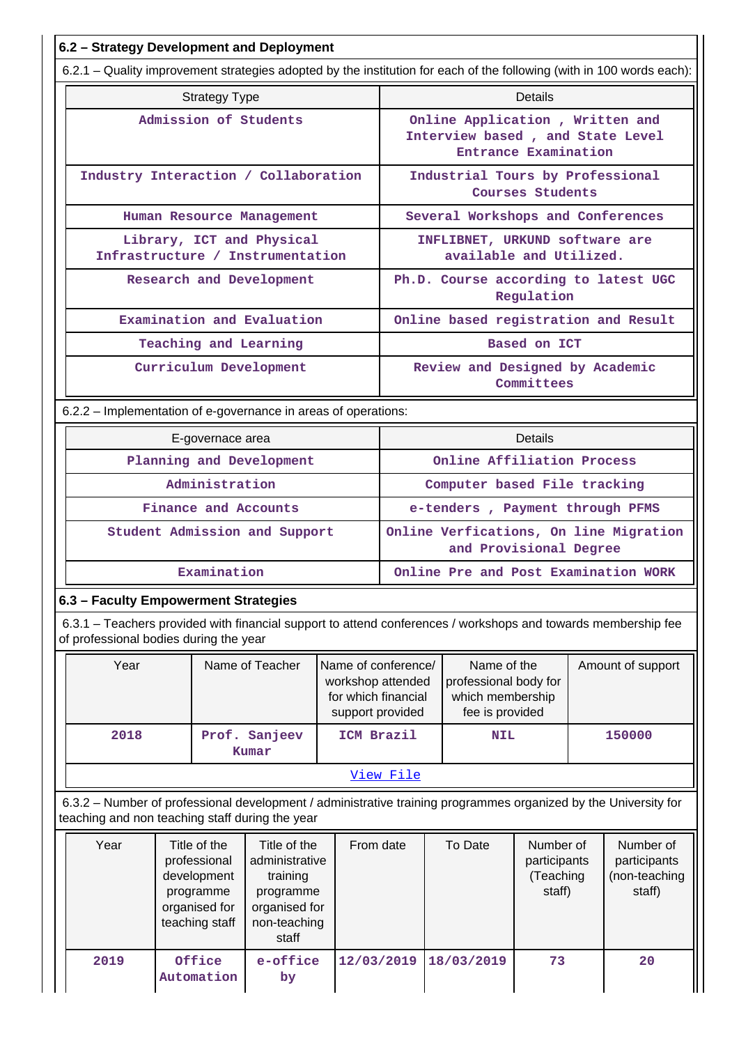## 6.2 – Strategy Development and Deployment

6.2.1 – Quality improvement strategies adopted by the institution for each of the following (with in 100 words each):

| Strategy Type | Details |
|---|---|
| Admission of Students | Online Application , Written and Interview based , and State Level Entrance Examination |
| Industry Interaction / Collaboration | Industrial Tours by Professional Courses Students |
| Human Resource Management | Several Workshops and Conferences |
| Library, ICT and Physical Infrastructure / Instrumentation | INFLIBNET, URKUND software are available and Utilized. |
| Research and Development | Ph.D. Course according to latest UGC Regulation |
| Examination and Evaluation | Online based registration and Result |
| Teaching and Learning | Based on ICT |
| Curriculum Development | Review and Designed by Academic Committees |

6.2.2 – Implementation of e-governance in areas of operations:

| E-governace area | Details |
|---|---|
| Planning and Development | Online Affiliation Process |
| Administration | Computer based File tracking |
| Finance and Accounts | e-tenders , Payment through PFMS |
| Student Admission and Support | Online Verfications, On line Migration and Provisional Degree |
| Examination | Online Pre and Post Examination WORK |

## 6.3 – Faculty Empowerment Strategies

6.3.1 – Teachers provided with financial support to attend conferences / workshops and towards membership fee of professional bodies during the year

| Year | Name of Teacher | Name of conference/ workshop attended for which financial support provided | Name of the professional body for which membership fee is provided | Amount of support |
|---|---|---|---|---|
| 2018 | Prof. Sanjeev Kumar | ICM Brazil | NIL | 150000 |

View File

6.3.2 – Number of professional development / administrative training programmes organized by the University for teaching and non teaching staff during the year

| Year | Title of the professional development programme organised for teaching staff | Title of the administrative training programme organised for non-teaching staff | From date | To Date | Number of participants (Teaching staff) | Number of participants (non-teaching staff) |
|---|---|---|---|---|---|---|
| 2019 | Office Automation | e-office by | 12/03/2019 | 18/03/2019 | 73 | 20 |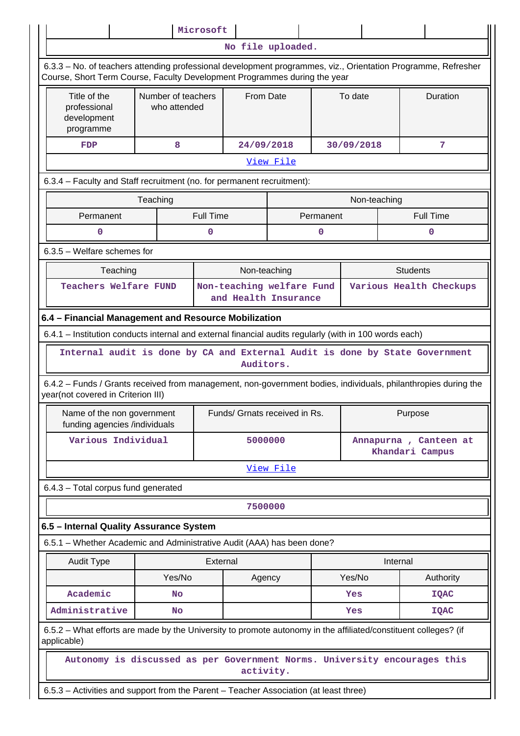| | | Microsoft | | | | |
|---|---|---|---|---|---|---|

No file uploaded.

6.3.3 – No. of teachers attending professional development programmes, viz., Orientation Programme, Refresher Course, Short Term Course, Faculty Development Programmes during the year

| Title of the professional development programme | Number of teachers who attended | From Date | To date | Duration |
|---|---|---|---|---|
| FDP | 8 | 24/09/2018 | 30/09/2018 | 7 |

View File

6.3.4 – Faculty and Staff recruitment (no. for permanent recruitment):

| Teaching | | Non-teaching | |
|---|---|---|---|
| Permanent | Full Time | Permanent | Full Time |
| 0 | 0 | 0 | 0 |

6.3.5 – Welfare schemes for

| Teaching | Non-teaching | Students |
|---|---|---|
| Teachers Welfare FUND | Non-teaching welfare Fund and Health Insurance | Various Health Checkups |

**6.4 – Financial Management and Resource Mobilization**

6.4.1 – Institution conducts internal and external financial audits regularly (with in 100 words each)

Internal audit is done by CA and External Audit is done by State Government Auditors.

6.4.2 – Funds / Grants received from management, non-government bodies, individuals, philanthropies during the year(not covered in Criterion III)

| Name of the non government funding agencies /individuals | Funds/ Grnats received in Rs. | Purpose |
|---|---|---|
| Various Individual | 5000000 | Annapurna , Canteen at Khandari Campus |

View File

6.4.3 – Total corpus fund generated

7500000

**6.5 – Internal Quality Assurance System**

6.5.1 – Whether Academic and Administrative Audit (AAA) has been done?

| Audit Type | External | | Internal | |
|---|---|---|---|---|
| | Yes/No | Agency | Yes/No | Authority |
| Academic | No | | Yes | IQAC |
| Administrative | No | | Yes | IQAC |

6.5.2 – What efforts are made by the University to promote autonomy in the affiliated/constituent colleges? (if applicable)

Autonomy is discussed as per Government Norms. University encourages this activity.

6.5.3 – Activities and support from the Parent – Teacher Association (at least three)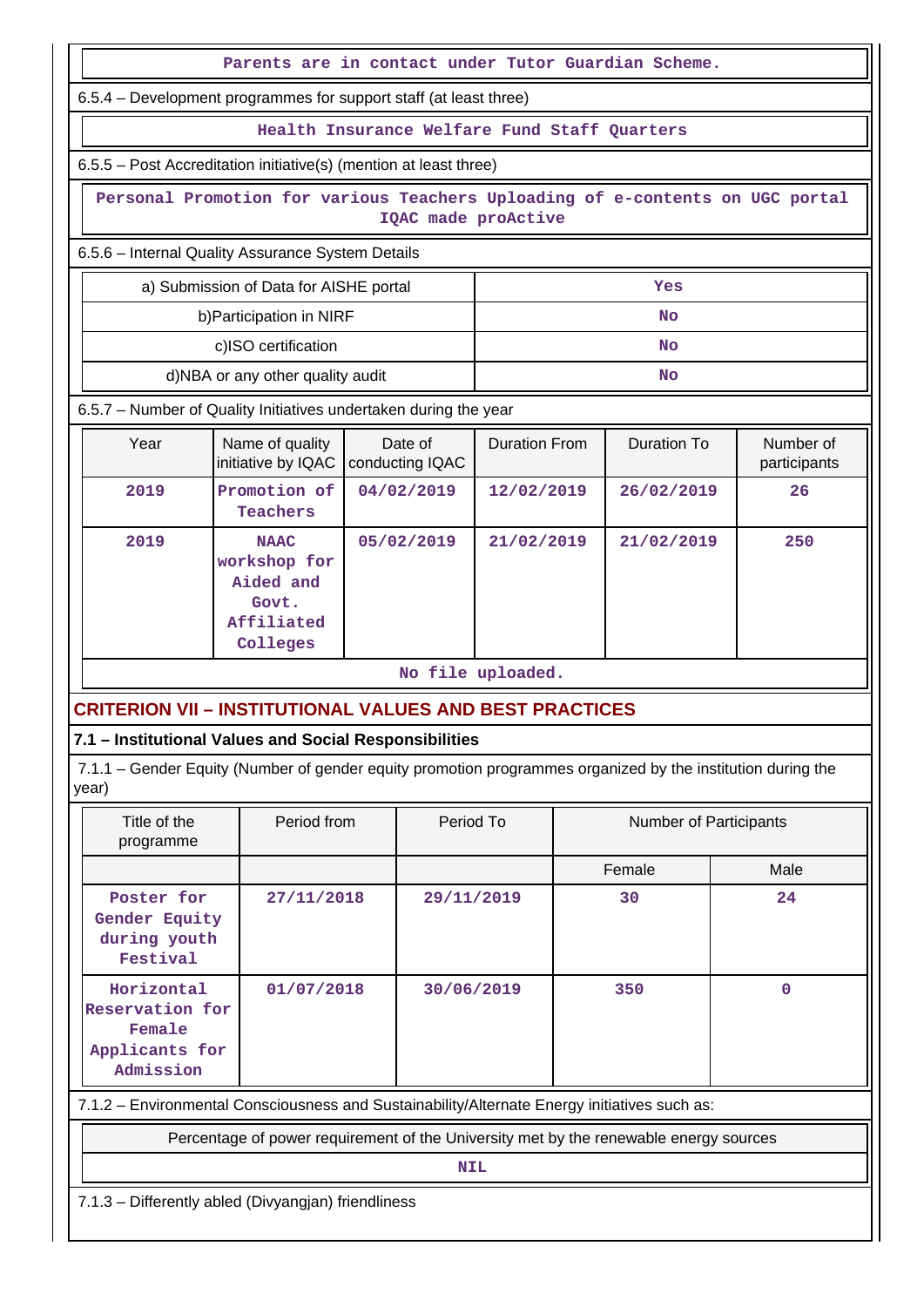Parents are in contact under Tutor Guardian Scheme.

6.5.4 – Development programmes for support staff (at least three)

Health Insurance Welfare Fund Staff Quarters

6.5.5 – Post Accreditation initiative(s) (mention at least three)

Personal Promotion for various Teachers Uploading of e-contents on UGC portal IQAC made proActive

6.5.6 – Internal Quality Assurance System Details

| | |
|---|---|
| a) Submission of Data for AISHE portal | Yes |
| b)Participation in NIRF | No |
| c)ISO certification | No |
| d)NBA or any other quality audit | No |

6.5.7 – Number of Quality Initiatives undertaken during the year

| Year | Name of quality initiative by IQAC | Date of conducting IQAC | Duration From | Duration To | Number of participants |
|---|---|---|---|---|---|
| 2019 | Promotion of Teachers | 04/02/2019 | 12/02/2019 | 26/02/2019 | 26 |
| 2019 | NAAC workshop for Aided and Govt. Affiliated Colleges | 05/02/2019 | 21/02/2019 | 21/02/2019 | 250 |

No file uploaded.

## CRITERION VII – INSTITUTIONAL VALUES AND BEST PRACTICES

### 7.1 – Institutional Values and Social Responsibilities

7.1.1 – Gender Equity (Number of gender equity promotion programmes organized by the institution during the year)

| Title of the programme | Period from | Period To | Number of Participants | |
|---|---|---|---|---|
| | | | Female | Male |
| Poster for Gender Equity during youth Festival | 27/11/2018 | 29/11/2019 | 30 | 24 |
| Horizontal Reservation for Female Applicants for Admission | 01/07/2018 | 30/06/2019 | 350 | 0 |

7.1.2 – Environmental Consciousness and Sustainability/Alternate Energy initiatives such as:

| Percentage of power requirement of the University met by the renewable energy sources |
|---|
| NIL |

7.1.3 – Differently abled (Divyangjan) friendliness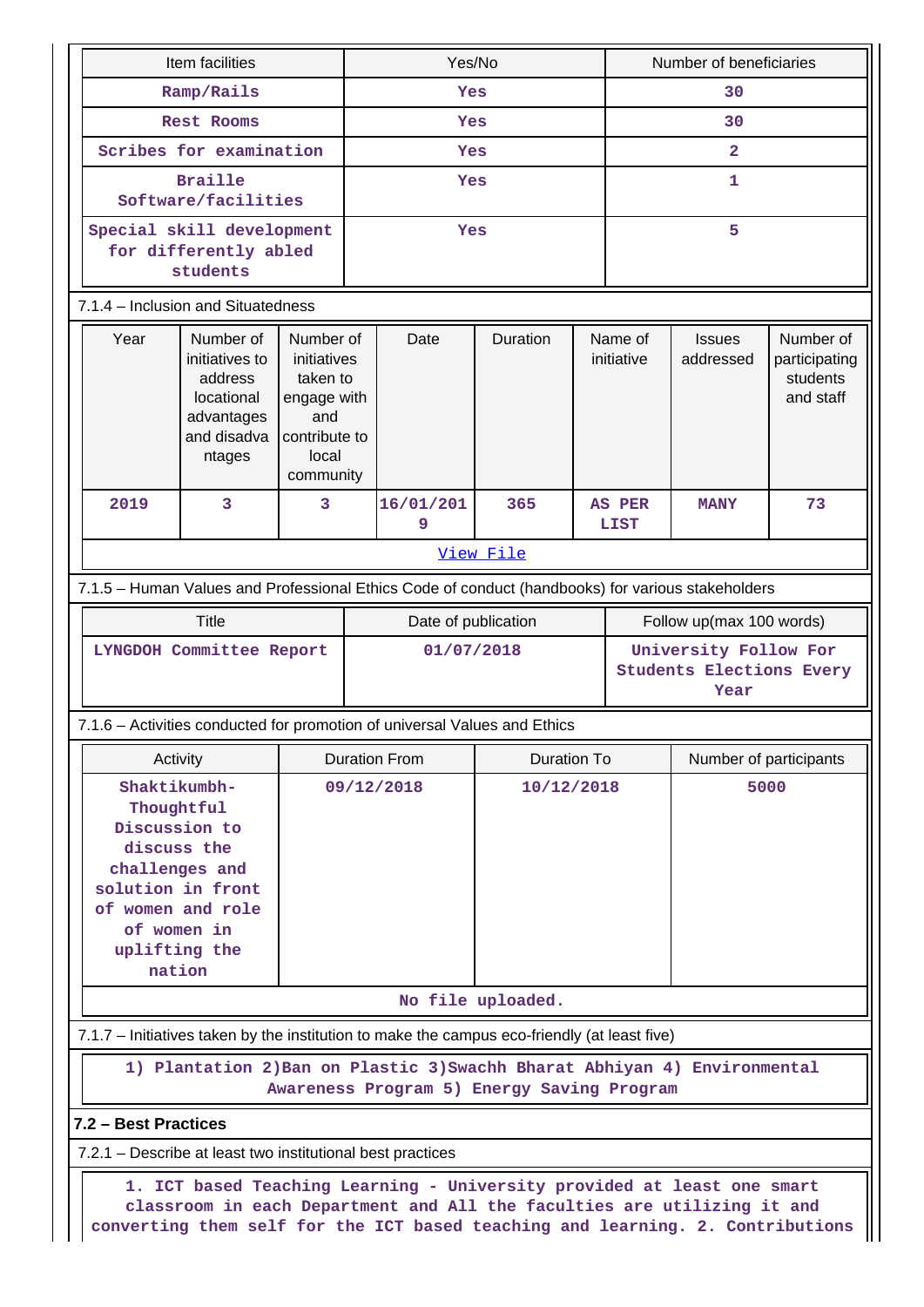| Item facilities | Yes/No | Number of beneficiaries |
|---|---|---|
| Ramp/Rails | Yes | 30 |
| Rest Rooms | Yes | 30 |
| Scribes for examination | Yes | 2 |
| Braille Software/facilities | Yes | 1 |
| Special skill development for differently abled students | Yes | 5 |

7.1.4 – Inclusion and Situatedness

| Year | Number of initiatives to address locational advantages and disadvantages | Number of initiatives taken to engage with and contribute to local community | Date | Duration | Name of initiative | Issues addressed | Number of participating students and staff |
|---|---|---|---|---|---|---|---|
| 2019 | 3 | 3 | 16/01/2019 | 365 | AS PER LIST | MANY | 73 |

[View File]

7.1.5 – Human Values and Professional Ethics Code of conduct (handbooks) for various stakeholders

| Title | Date of publication | Follow up(max 100 words) |
|---|---|---|
| LYNGDOH Committee Report | 01/07/2018 | University Follow For Students Elections Every Year |

7.1.6 – Activities conducted for promotion of universal Values and Ethics

| Activity | Duration From | Duration To | Number of participants |
|---|---|---|---|
| Shaktikumbh- Thoughtful Discussion to discuss the challenges and solution in front of women and role of women in uplifting the nation | 09/12/2018 | 10/12/2018 | 5000 |

No file uploaded.

7.1.7 – Initiatives taken by the institution to make the campus eco-friendly (at least five)

1) Plantation 2)Ban on Plastic 3)Swachh Bharat Abhiyan 4) Environmental Awareness Program 5) Energy Saving Program

**7.2 – Best Practices**

7.2.1 – Describe at least two institutional best practices

1. ICT based Teaching Learning - University provided at least one smart classroom in each Department and All the faculties are utilizing it and converting them self for the ICT based teaching and learning. 2. Contributions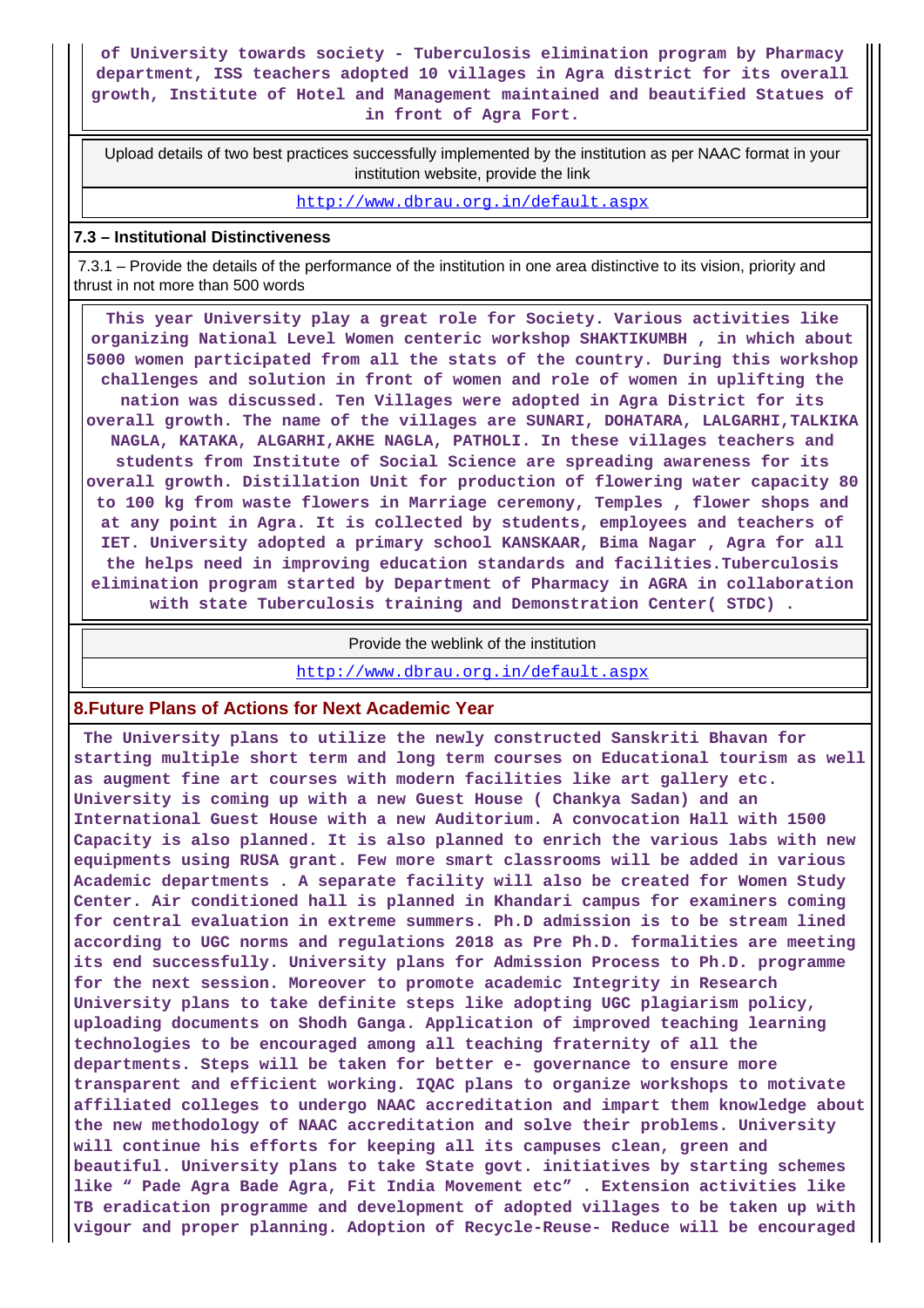**of University towards society - Tuberculosis elimination program by Pharmacy department, ISS teachers adopted 10 villages in Agra district for its overall growth, Institute of Hotel and Management maintained and beautified Statues of in front of Agra Fort.**

| Upload details of two best practices successfully implemented by the institution as per NAAC format in your institution website, provide the link |
|---|
| http://www.dbrau.org.in/default.aspx |

### 7.3 – Institutional Distinctiveness

7.3.1 – Provide the details of the performance of the institution in one area distinctive to its vision, priority and thrust in not more than 500 words

**This year University play a great role for Society. Various activities like organizing National Level Women centeric workshop SHAKTIKUMBH , in which about 5000 women participated from all the stats of the country. During this workshop challenges and solution in front of women and role of women in uplifting the nation was discussed. Ten Villages were adopted in Agra District for its overall growth. The name of the villages are SUNARI, DOHATARA, LALGARHI,TALKIKA NAGLA, KATAKA, ALGARHI,AKHE NAGLA, PATHOLI. In these villages teachers and students from Institute of Social Science are spreading awareness for its overall growth. Distillation Unit for production of flowering water capacity 80 to 100 kg from waste flowers in Marriage ceremony, Temples , flower shops and at any point in Agra. It is collected by students, employees and teachers of IET. University adopted a primary school KANSKAAR, Bima Nagar , Agra for all the helps need in improving education standards and facilities.Tuberculosis elimination program started by Department of Pharmacy in AGRA in collaboration with state Tuberculosis training and Demonstration Center( STDC) .**

| Provide the weblink of the institution |
|---|
| http://www.dbrau.org.in/default.aspx |

## 8.Future Plans of Actions for Next Academic Year

**The University plans to utilize the newly constructed Sanskriti Bhavan for starting multiple short term and long term courses on Educational tourism as well as augment fine art courses with modern facilities like art gallery etc. University is coming up with a new Guest House ( Chankya Sadan) and an International Guest House with a new Auditorium. A convocation Hall with 1500 Capacity is also planned. It is also planned to enrich the various labs with new equipments using RUSA grant. Few more smart classrooms will be added in various Academic departments . A separate facility will also be created for Women Study Center. Air conditioned hall is planned in Khandari campus for examiners coming for central evaluation in extreme summers. Ph.D admission is to be stream lined according to UGC norms and regulations 2018 as Pre Ph.D. formalities are meeting its end successfully. University plans for Admission Process to Ph.D. programme for the next session. Moreover to promote academic Integrity in Research University plans to take definite steps like adopting UGC plagiarism policy, uploading documents on Shodh Ganga. Application of improved teaching learning technologies to be encouraged among all teaching fraternity of all the departments. Steps will be taken for better e- governance to ensure more transparent and efficient working. IQAC plans to organize workshops to motivate affiliated colleges to undergo NAAC accreditation and impart them knowledge about the new methodology of NAAC accreditation and solve their problems. University will continue his efforts for keeping all its campuses clean, green and beautiful. University plans to take State govt. initiatives by starting schemes like “ Pade Agra Bade Agra, Fit India Movement etc” . Extension activities like TB eradication programme and development of adopted villages to be taken up with vigour and proper planning. Adoption of Recycle-Reuse- Reduce will be encouraged**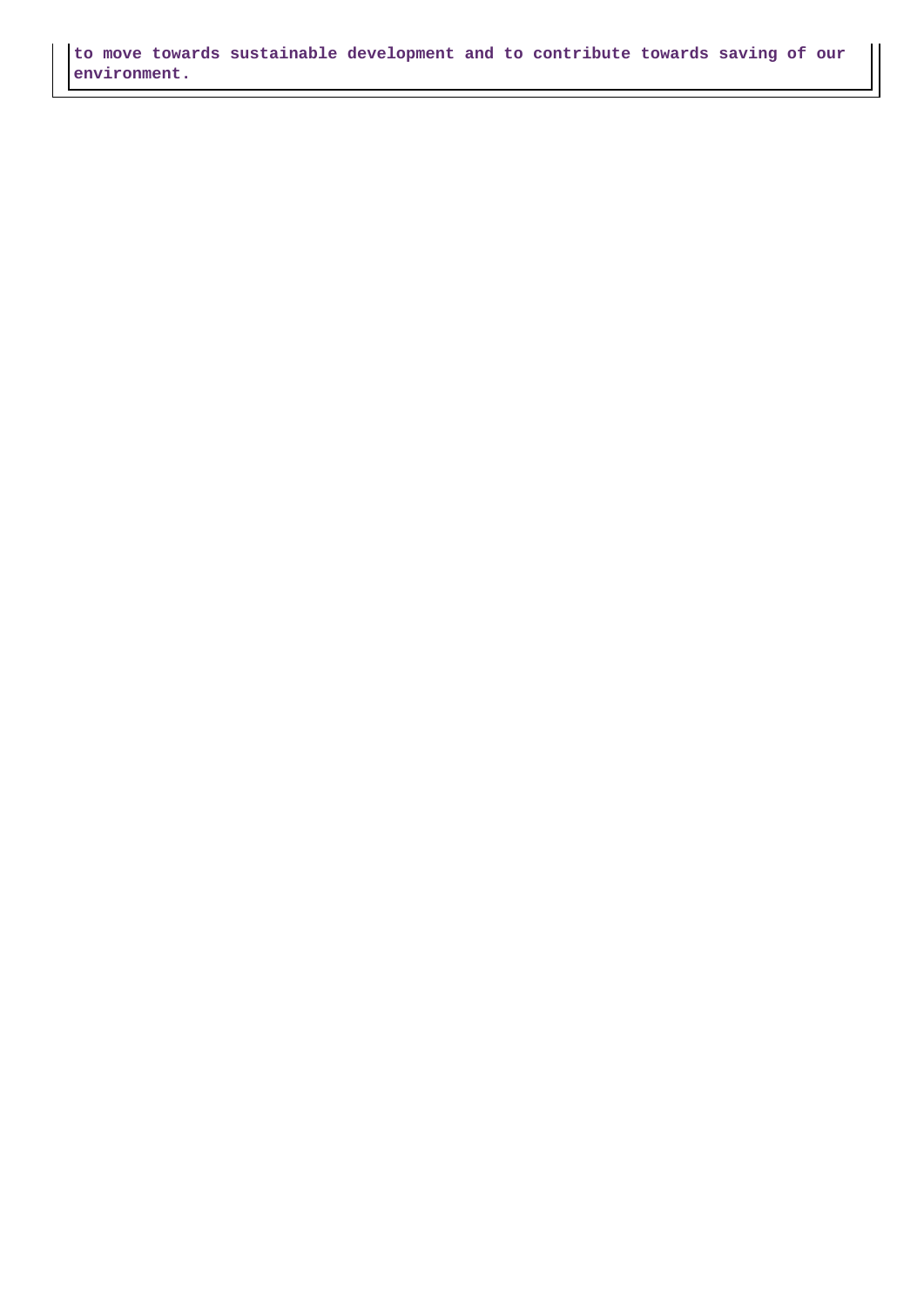**to move towards sustainable development and to contribute towards saving of our environment.**